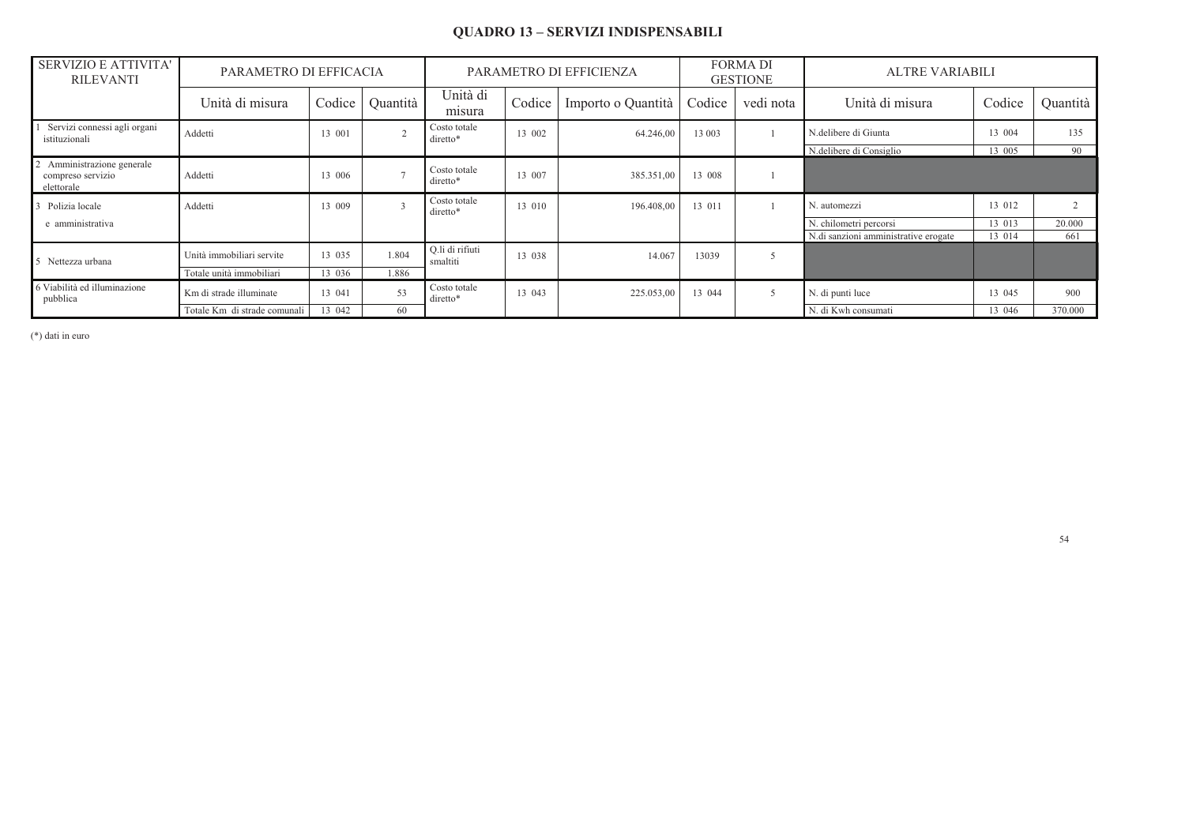## QUADRO 13 – SERVIZI INDISPENSABILI

| SERVIZIO E ATTIVITA' RILEVANTI | PARAMETRO DI EFFICACIA | | | PARAMETRO DI EFFICIENZA | | | FORMA DI GESTIONE | | ALTRE VARIABILI | | |
|---|---|---|---|---|---|---|---|---|---|---|---|
| | Unità di misura | Codice | Quantità | Unità di misura | Codice | Importo o Quantità | Codice | vedi nota | Unità di misura | Codice | Quantità |
| 1 Servizi connessi agli organi istituzionali | Addetti | 13 001 | 2 | Costo totale diretto* | 13 002 | 64.246,00 | 13 003 | 1 | N.delibere di Giunta | 13 004 | 135 |
| | | | | | | | | | N.delibere di Consiglio | 13 005 | 90 |
| 2 Amministrazione generale compreso servizio elettorale | Addetti | 13 006 | 7 | Costo totale diretto* | 13 007 | 385.351,00 | 13 008 | 1 | | | |
| 3 Polizia locale e amministrativa | Addetti | 13 009 | 3 | Costo totale diretto* | 13 010 | 196.408,00 | 13 011 | 1 | N. automezzi | 13 012 | 2 |
| | | | | | | | | | N. chilometri percorsi | 13 013 | 20.000 |
| | | | | | | | | | N.di sanzioni amministrative erogate | 13 014 | 661 |
| 5 Nettezza urbana | Unità immobiliari servite | 13 035 | 1.804 | Q.li di rifiuti smaltiti | 13 038 | 14.067 | 13039 | 5 | | | |
| | Totale unità immobiliari | 13 036 | 1.886 | | | | | | | | |
| 6 Viabilità ed illuminazione pubblica | Km di strade illuminate | 13 041 | 53 | Costo totale diretto* | 13 043 | 225.053,00 | 13 044 | 5 | N. di punti luce | 13 045 | 900 |
| | Totale Km di strade comunali | 13 042 | 60 | | | | | | N. di Kwh consumati | 13 046 | 370.000 |

(*) dati in euro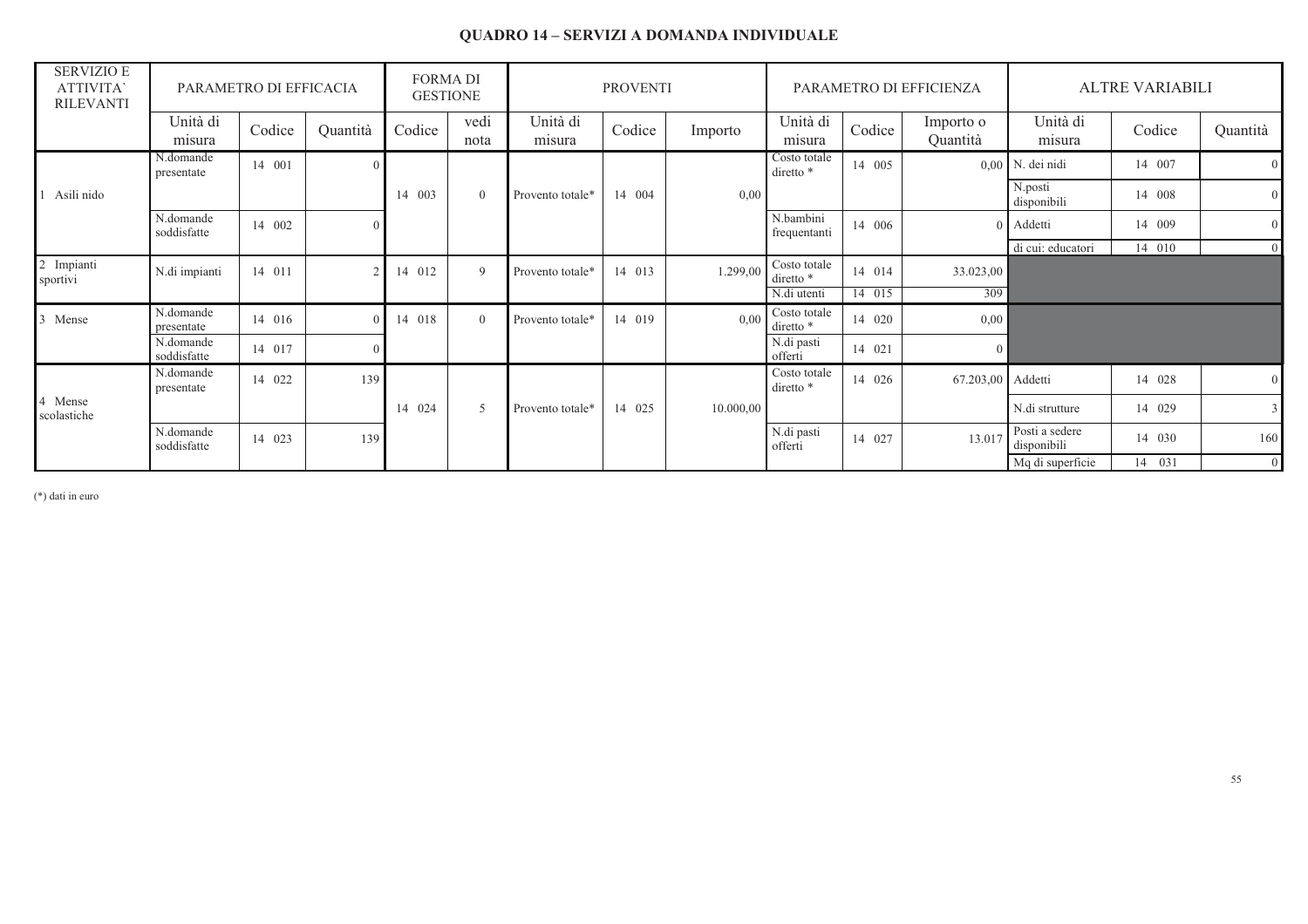## QUADRO 14 – SERVIZI A DOMANDA INDIVIDUALE

| SERVIZIO E ATTIVITA` RILEVANTI | PARAMETRO DI EFFICACIA | | | FORMA DI GESTIONE | | PROVENTI | | | PARAMETRO DI EFFICIENZA | | | ALTRE VARIABILI | | |
|---|---|---|---|---|---|---|---|---|---|---|---|---|---|---|
| | Unità di misura | Codice | Quantità | Codice | vedi nota | Unità di misura | Codice | Importo | Unità di misura | Codice | Importo o Quantità | Unità di misura | Codice | Quantità |
| 1 Asili nido | N.domande presentate | 14 001 | 0 | 14 003 | 0 | Provento totale* | 14 004 | 0,00 | Costo totale diretto * | 14 005 | 0,00 | N. dei nidi | 14 007 | 0 |
| | | | | | | | | | | | | N.posti disponibili | 14 008 | 0 |
| | N.domande soddisfatte | 14 002 | 0 | | | | | | N.bambini frequentanti | 14 006 | 0 | Addetti | 14 009 | 0 |
| | | | | | | | | | | | | di cui: educatori | 14 010 | 0 |
| 2 Impianti sportivi | N.di impianti | 14 011 | 2 | 14 012 | 9 | Provento totale* | 14 013 | 1.299,00 | Costo totale diretto * | 14 014 | 33.023,00 | | | |
| | | | | | | | | | N.di utenti | 14 015 | 309 | | | |
| 3 Mense | N.domande presentate | 14 016 | 0 | 14 018 | 0 | Provento totale* | 14 019 | 0,00 | Costo totale diretto * | 14 020 | 0,00 | | | |
| | N.domande soddisfatte | 14 017 | 0 | | | | | | N.di pasti offerti | 14 021 | 0 | | | |
| 4 Mense scolastiche | N.domande presentate | 14 022 | 139 | 14 024 | 5 | Provento totale* | 14 025 | 10.000,00 | Costo totale diretto * | 14 026 | 67.203,00 | Addetti | 14 028 | 0 |
| | | | | | | | | | | | | N.di strutture | 14 029 | 3 |
| | N.domande soddisfatte | 14 023 | 139 | | | | | | N.di pasti offerti | 14 027 | 13.017 | Posti a sedere disponibili | 14 030 | 160 |
| | | | | | | | | | | | | Mq di superficie | 14 031 | 0 |

(*) dati in euro